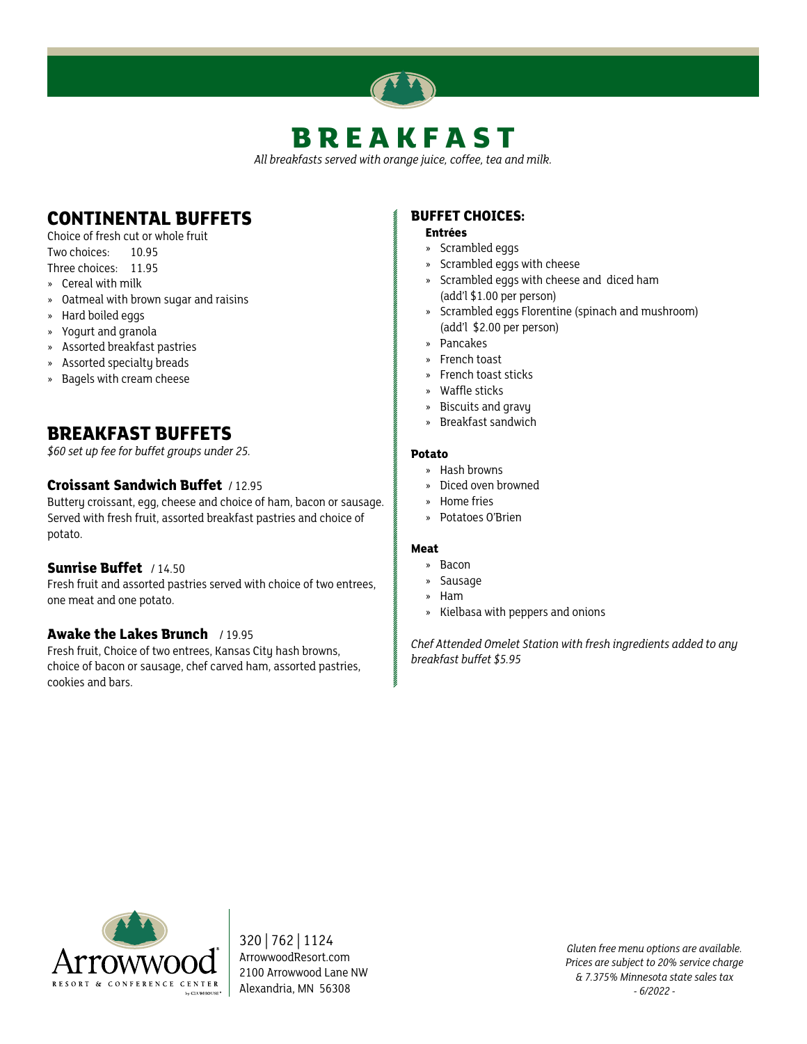# BREAKFAST

*All breakfasts served with orange juice, coffee, tea and milk.*

## CONTINENTAL BUFFETS

Choice of fresh cut or whole fruit

Two choices: 10.95

Three choices: 11.95

- Cereal with milk
- Oatmeal with brown sugar and raisins
- Hard boiled eggs
- Yogurt and granola
- Assorted breakfast pastries
- Assorted specialty breads
- Bagels with cream cheese

## BREAKFAST BUFFETS

*$60 set up fee for buffet groups under 25.*

### Croissant Sandwich Buffet / 12.95

Buttery croissant, egg, cheese and choice of ham, bacon or sausage. Served with fresh fruit, assorted breakfast pastries and choice of potato.

### Sunrise Buffet / 14.50

Fresh fruit and assorted pastries served with choice of two entrees, one meat and one potato.

### Awake the Lakes Brunch / 19.95

Fresh fruit, Choice of two entrees, Kansas City hash browns, choice of bacon or sausage, chef carved ham, assorted pastries, cookies and bars.

## BUFFET CHOICES:

**Entrées**

- Scrambled eggs
- Scrambled eggs with cheese
- Scrambled eggs with cheese and diced ham (add'l $1.00 per person)
- Scrambled eggs Florentine (spinach and mushroom) (add'l $2.00 per person)
- Pancakes
- French toast
- French toast sticks
- Waffle sticks
- Biscuits and gravy
- Breakfast sandwich

**Potato**

- Hash browns
- Diced oven browned
- Home fries
- Potatoes O'Brien

**Meat**

- Bacon
- Sausage
- Ham
- Kielbasa with peppers and onions

*Chef Attended Omelet Station with fresh ingredients added to any breakfast buffet $5.95*

Arrowwood Resort & Conference Center

320 | 762 | 1124
ArrowwoodResort.com
2100 Arrowwood Lane NW
Alexandria, MN 56308

*Gluten free menu options are available.*
*Prices are subject to 20% service charge & 7.375% Minnesota state sales tax*
*- 6/2022 -*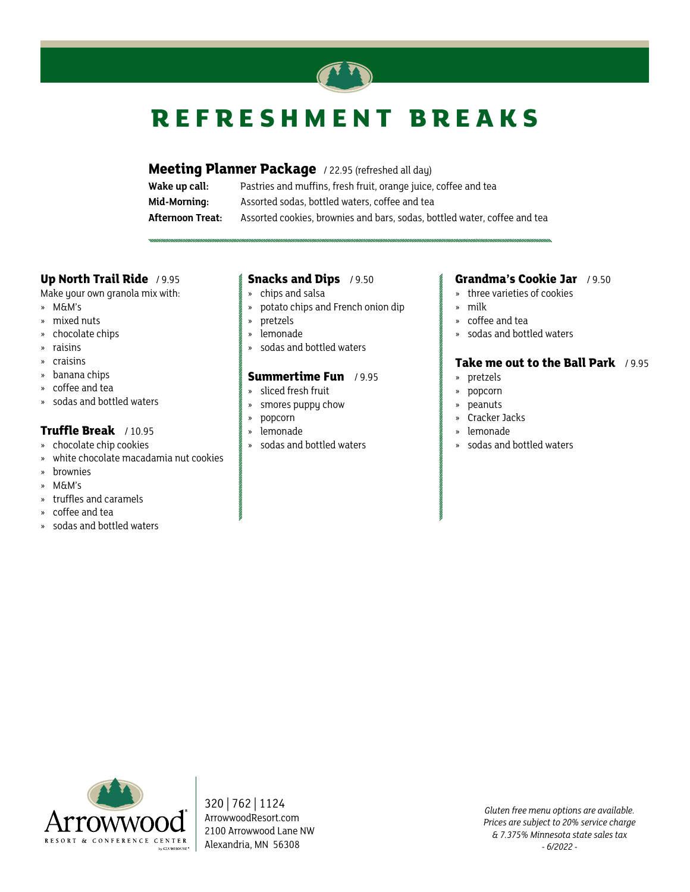# REFRESHMENT BREAKS

## Meeting Planner Package / 22.95 (refreshed all day)

**Wake up call:** Pastries and muffins, fresh fruit, orange juice, coffee and tea

**Mid-Morning:** Assorted sodas, bottled waters, coffee and tea

**Afternoon Treat:** Assorted cookies, brownies and bars, sodas, bottled water, coffee and tea

### Up North Trail Ride / 9.95

Make your own granola mix with:

- M&M's
- mixed nuts
- chocolate chips
- raisins
- craisins
- banana chips
- coffee and tea
- sodas and bottled waters

### Truffle Break / 10.95

- chocolate chip cookies
- white chocolate macadamia nut cookies
- brownies
- M&M's
- truffles and caramels
- coffee and tea
- sodas and bottled waters

### Snacks and Dips / 9.50

- chips and salsa
- potato chips and French onion dip
- pretzels
- lemonade
- sodas and bottled waters

### Summertime Fun / 9.95

- sliced fresh fruit
- smores puppy chow
- popcorn
- lemonade
- sodas and bottled waters

### Grandma's Cookie Jar / 9.50

- three varieties of cookies
- milk
- coffee and tea
- sodas and bottled waters

### Take me out to the Ball Park / 9.95

- pretzels
- popcorn
- peanuts
- Cracker Jacks
- lemonade
- sodas and bottled waters

Arrowwood Resort & Conference Center

320 | 762 | 1124
ArrowwoodResort.com
2100 Arrowwood Lane NW
Alexandria, MN 56308

*Gluten free menu options are available.*
*Prices are subject to 20% service charge & 7.375% Minnesota state sales tax*
*- 6/2022 -*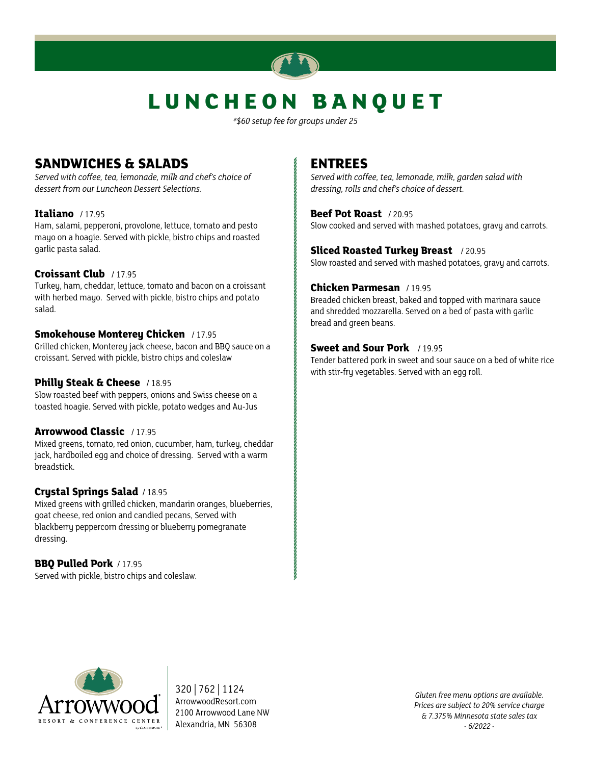# LUNCHEON BANQUET

*\*$60 setup fee for groups under 25*

## SANDWICHES & SALADS

*Served with coffee, tea, lemonade, milk and chef's choice of dessert from our Luncheon Dessert Selections.*

### Italiano / 17.95
Ham, salami, pepperoni, provolone, lettuce, tomato and pesto mayo on a hoagie. Served with pickle, bistro chips and roasted garlic pasta salad.

### Croissant Club / 17.95
Turkey, ham, cheddar, lettuce, tomato and bacon on a croissant with herbed mayo. Served with pickle, bistro chips and potato salad.

### Smokehouse Monterey Chicken / 17.95
Grilled chicken, Monterey jack cheese, bacon and BBQ sauce on a croissant. Served with pickle, bistro chips and coleslaw

### Philly Steak & Cheese / 18.95
Slow roasted beef with peppers, onions and Swiss cheese on a toasted hoagie. Served with pickle, potato wedges and Au-Jus

### Arrowwood Classic / 17.95
Mixed greens, tomato, red onion, cucumber, ham, turkey, cheddar jack, hardboiled egg and choice of dressing. Served with a warm breadstick.

### Crystal Springs Salad / 18.95
Mixed greens with grilled chicken, mandarin oranges, blueberries, goat cheese, red onion and candied pecans, Served with blackberry peppercorn dressing or blueberry pomegranate dressing.

### BBQ Pulled Pork / 17.95
Served with pickle, bistro chips and coleslaw.

## ENTREES

*Served with coffee, tea, lemonade, milk, garden salad with dressing, rolls and chef's choice of dessert.*

### Beef Pot Roast / 20.95
Slow cooked and served with mashed potatoes, gravy and carrots.

### Sliced Roasted Turkey Breast / 20.95
Slow roasted and served with mashed potatoes, gravy and carrots.

### Chicken Parmesan / 19.95
Breaded chicken breast, baked and topped with marinara sauce and shredded mozzarella. Served on a bed of pasta with garlic bread and green beans.

### Sweet and Sour Pork / 19.95
Tender battered pork in sweet and sour sauce on a bed of white rice with stir-fry vegetables. Served with an egg roll.

Arrowwood Resort & Conference Center by Clubhouse

320 | 762 | 1124
ArrowwoodResort.com
2100 Arrowwood Lane NW
Alexandria, MN 56308

*Gluten free menu options are available.*
*Prices are subject to 20% service charge & 7.375% Minnesota state sales tax*
*- 6/2022 -*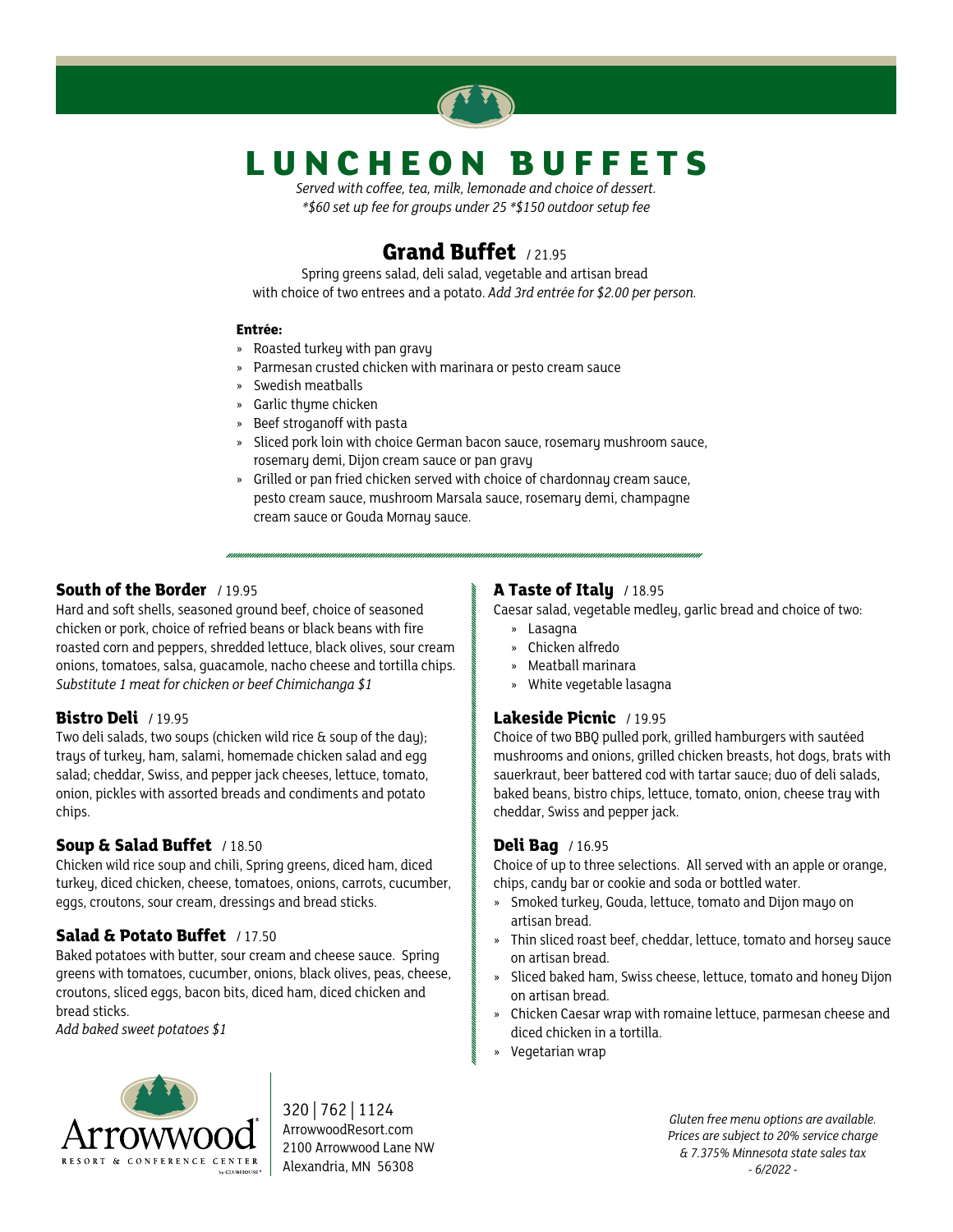# LUNCHEON BUFFETS

*Served with coffee, tea, milk, lemonade and choice of dessert.*
*\*$60 set up fee for groups under 25 \*$150 outdoor setup fee*

## Grand Buffet / 21.95

Spring greens salad, deli salad, vegetable and artisan bread with choice of two entrees and a potato. *Add 3rd entrée for $2.00 per person.*

**Entrée:**

- Roasted turkey with pan gravy
- Parmesan crusted chicken with marinara or pesto cream sauce
- Swedish meatballs
- Garlic thyme chicken
- Beef stroganoff with pasta
- Sliced pork loin with choice German bacon sauce, rosemary mushroom sauce, rosemary demi, Dijon cream sauce or pan gravy
- Grilled or pan fried chicken served with choice of chardonnay cream sauce, pesto cream sauce, mushroom Marsala sauce, rosemary demi, champagne cream sauce or Gouda Mornay sauce.

### South of the Border / 19.95

Hard and soft shells, seasoned ground beef, choice of seasoned chicken or pork, choice of refried beans or black beans with fire roasted corn and peppers, shredded lettuce, black olives, sour cream onions, tomatoes, salsa, guacamole, nacho cheese and tortilla chips.
*Substitute 1 meat for chicken or beef Chimichanga $1*

### Bistro Deli / 19.95

Two deli salads, two soups (chicken wild rice & soup of the day); trays of turkey, ham, salami, homemade chicken salad and egg salad; cheddar, Swiss, and pepper jack cheeses, lettuce, tomato, onion, pickles with assorted breads and condiments and potato chips.

### Soup & Salad Buffet / 18.50

Chicken wild rice soup and chili, Spring greens, diced ham, diced turkey, diced chicken, cheese, tomatoes, onions, carrots, cucumber, eggs, croutons, sour cream, dressings and bread sticks.

### Salad & Potato Buffet / 17.50

Baked potatoes with butter, sour cream and cheese sauce. Spring greens with tomatoes, cucumber, onions, black olives, peas, cheese, croutons, sliced eggs, bacon bits, diced ham, diced chicken and bread sticks.
*Add baked sweet potatoes $1*

### A Taste of Italy / 18.95

Caesar salad, vegetable medley, garlic bread and choice of two:

- Lasagna
- Chicken alfredo
- Meatball marinara
- White vegetable lasagna

### Lakeside Picnic / 19.95

Choice of two BBQ pulled pork, grilled hamburgers with sautéed mushrooms and onions, grilled chicken breasts, hot dogs, brats with sauerkraut, beer battered cod with tartar sauce; duo of deli salads, baked beans, bistro chips, lettuce, tomato, onion, cheese tray with cheddar, Swiss and pepper jack.

### Deli Bag / 16.95

Choice of up to three selections. All served with an apple or orange, chips, candy bar or cookie and soda or bottled water.

- Smoked turkey, Gouda, lettuce, tomato and Dijon mayo on artisan bread.
- Thin sliced roast beef, cheddar, lettuce, tomato and horsey sauce on artisan bread.
- Sliced baked ham, Swiss cheese, lettuce, tomato and honey Dijon on artisan bread.
- Chicken Caesar wrap with romaine lettuce, parmesan cheese and diced chicken in a tortilla.
- Vegetarian wrap

Arrowwood Resort & Conference Center by Clubhouse

320 | 762 | 1124
ArrowwoodResort.com
2100 Arrowwood Lane NW
Alexandria, MN 56308

*Gluten free menu options are available.*
*Prices are subject to 20% service charge & 7.375% Minnesota state sales tax*
*- 6/2022 -*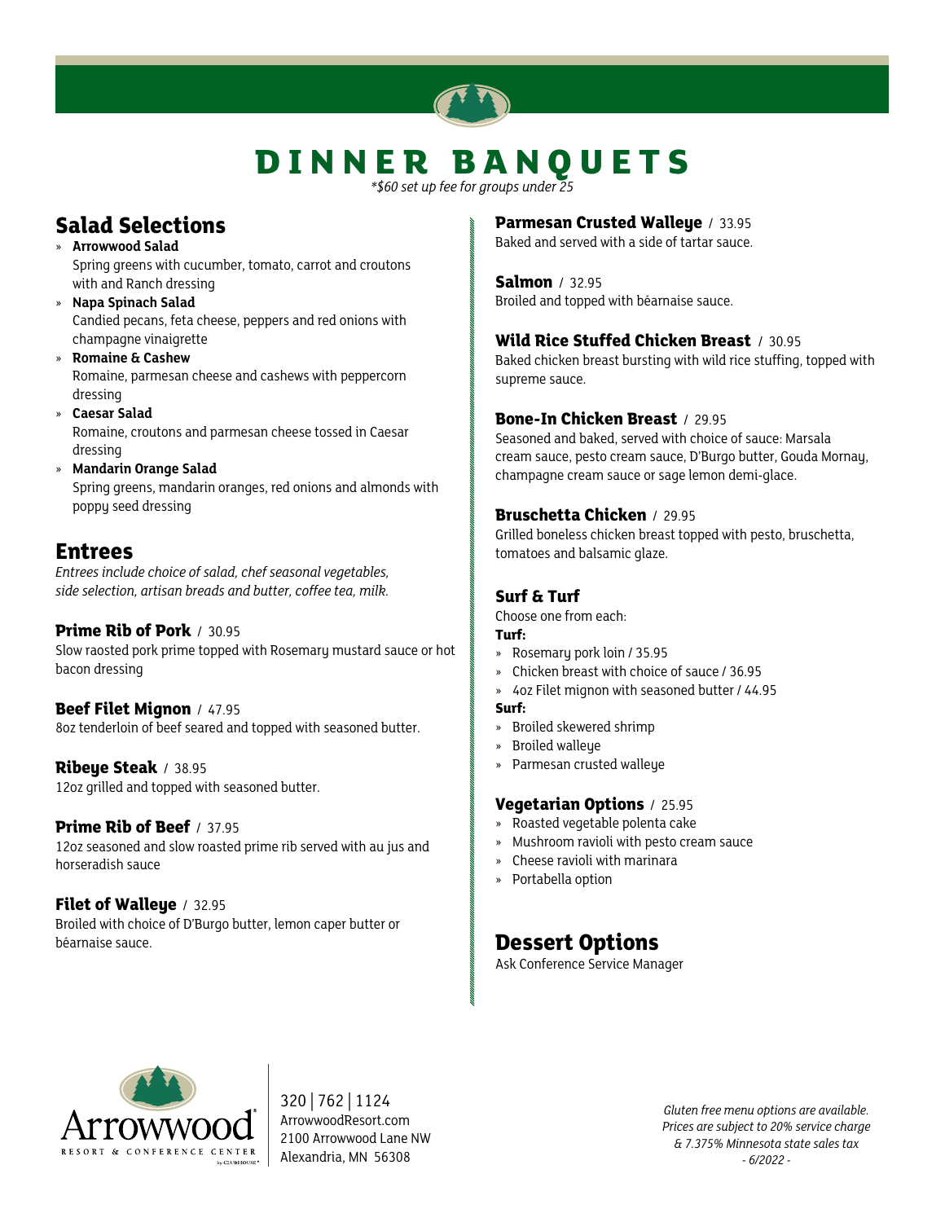# DINNER BANQUETS

*\*$60 set up fee for groups under 25*

## Salad Selections

- **Arrowwood Salad**
  Spring greens with cucumber, tomato, carrot and croutons with and Ranch dressing
- **Napa Spinach Salad**
  Candied pecans, feta cheese, peppers and red onions with champagne vinaigrette
- **Romaine & Cashew**
  Romaine, parmesan cheese and cashews with peppercorn dressing
- **Caesar Salad**
  Romaine, croutons and parmesan cheese tossed in Caesar dressing
- **Mandarin Orange Salad**
  Spring greens, mandarin oranges, red onions and almonds with poppy seed dressing

## Entrees

*Entrees include choice of salad, chef seasonal vegetables, side selection, artisan breads and butter, coffee tea, milk.*

**Prime Rib of Pork** / 30.95
Slow raosted pork prime topped with Rosemary mustard sauce or hot bacon dressing

**Beef Filet Mignon** / 47.95
8oz tenderloin of beef seared and topped with seasoned butter.

**Ribeye Steak** / 38.95
12oz grilled and topped with seasoned butter.

**Prime Rib of Beef** / 37.95
12oz seasoned and slow roasted prime rib served with au jus and horseradish sauce

**Filet of Walleye** / 32.95
Broiled with choice of D'Burgo butter, lemon caper butter or béarnaise sauce.

**Parmesan Crusted Walleye** / 33.95
Baked and served with a side of tartar sauce.

**Salmon** / 32.95
Broiled and topped with béarnaise sauce.

**Wild Rice Stuffed Chicken Breast** / 30.95
Baked chicken breast bursting with wild rice stuffing, topped with supreme sauce.

**Bone-In Chicken Breast** / 29.95
Seasoned and baked, served with choice of sauce: Marsala cream sauce, pesto cream sauce, D'Burgo butter, Gouda Mornay, champagne cream sauce or sage lemon demi-glace.

**Bruschetta Chicken** / 29.95
Grilled boneless chicken breast topped with pesto, bruschetta, tomatoes and balsamic glaze.

**Surf & Turf**
Choose one from each:

**Turf:**
- Rosemary pork loin / 35.95
- Chicken breast with choice of sauce / 36.95
- 4oz Filet mignon with seasoned butter / 44.95

**Surf:**
- Broiled skewered shrimp
- Broiled walleye
- Parmesan crusted walleye

**Vegetarian Options** / 25.95
- Roasted vegetable polenta cake
- Mushroom ravioli with pesto cream sauce
- Cheese ravioli with marinara
- Portabella option

## Dessert Options

Ask Conference Service Manager

Arrowwood Resort & Conference Center by Clubhouse

320 | 762 | 1124
ArrowwoodResort.com
2100 Arrowwood Lane NW
Alexandria, MN 56308

*Gluten free menu options are available.*
*Prices are subject to 20% service charge & 7.375% Minnesota state sales tax*
*- 6/2022 -*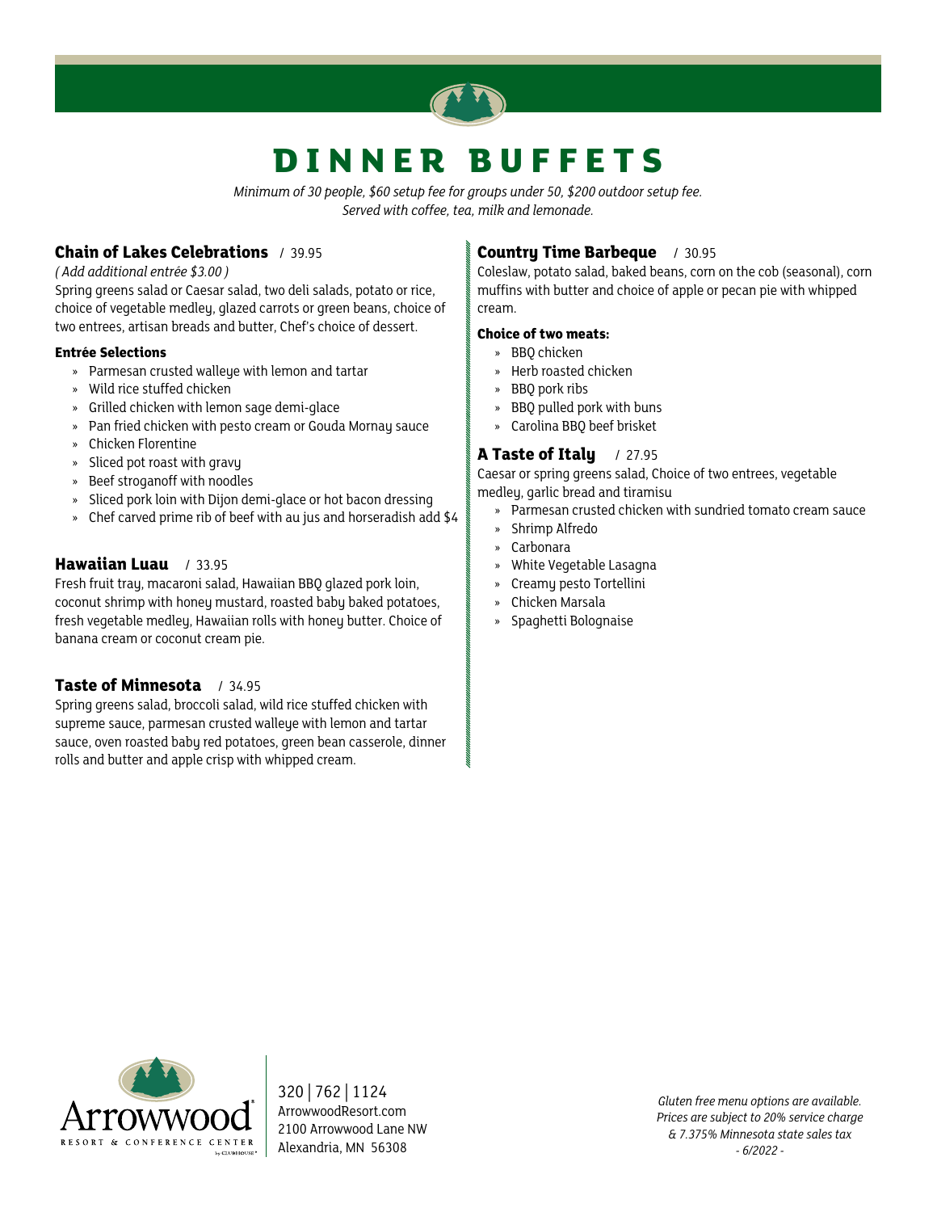# DINNER BUFFETS

*Minimum of 30 people, $60 setup fee for groups under 50, $200 outdoor setup fee.*
*Served with coffee, tea, milk and lemonade.*

## Chain of Lakes Celebrations / 39.95

*( Add additional entrée $3.00 )*

Spring greens salad or Caesar salad, two deli salads, potato or rice, choice of vegetable medley, glazed carrots or green beans, choice of two entrees, artisan breads and butter, Chef's choice of dessert.

**Entrée Selections**

- Parmesan crusted walleye with lemon and tartar
- Wild rice stuffed chicken
- Grilled chicken with lemon sage demi-glace
- Pan fried chicken with pesto cream or Gouda Mornay sauce
- Chicken Florentine
- Sliced pot roast with gravy
- Beef stroganoff with noodles
- Sliced pork loin with Dijon demi-glace or hot bacon dressing
- Chef carved prime rib of beef with au jus and horseradish add $4

## Hawaiian Luau / 33.95

Fresh fruit tray, macaroni salad, Hawaiian BBQ glazed pork loin, coconut shrimp with honey mustard, roasted baby baked potatoes, fresh vegetable medley, Hawaiian rolls with honey butter. Choice of banana cream or coconut cream pie.

## Taste of Minnesota / 34.95

Spring greens salad, broccoli salad, wild rice stuffed chicken with supreme sauce, parmesan crusted walleye with lemon and tartar sauce, oven roasted baby red potatoes, green bean casserole, dinner rolls and butter and apple crisp with whipped cream.

## Country Time Barbeque / 30.95

Coleslaw, potato salad, baked beans, corn on the cob (seasonal), corn muffins with butter and choice of apple or pecan pie with whipped cream.

**Choice of two meats:**

- BBQ chicken
- Herb roasted chicken
- BBQ pork ribs
- BBQ pulled pork with buns
- Carolina BBQ beef brisket

## A Taste of Italy / 27.95

Caesar or spring greens salad, Choice of two entrees, vegetable medley, garlic bread and tiramisu

- Parmesan crusted chicken with sundried tomato cream sauce
- Shrimp Alfredo
- Carbonara
- White Vegetable Lasagna
- Creamy pesto Tortellini
- Chicken Marsala
- Spaghetti Bolognaise

Arrowwood Resort & Conference Center

320 | 762 | 1124
ArrowwoodResort.com
2100 Arrowwood Lane NW
Alexandria, MN 56308

*Gluten free menu options are available.*
*Prices are subject to 20% service charge & 7.375% Minnesota state sales tax*
*- 6/2022 -*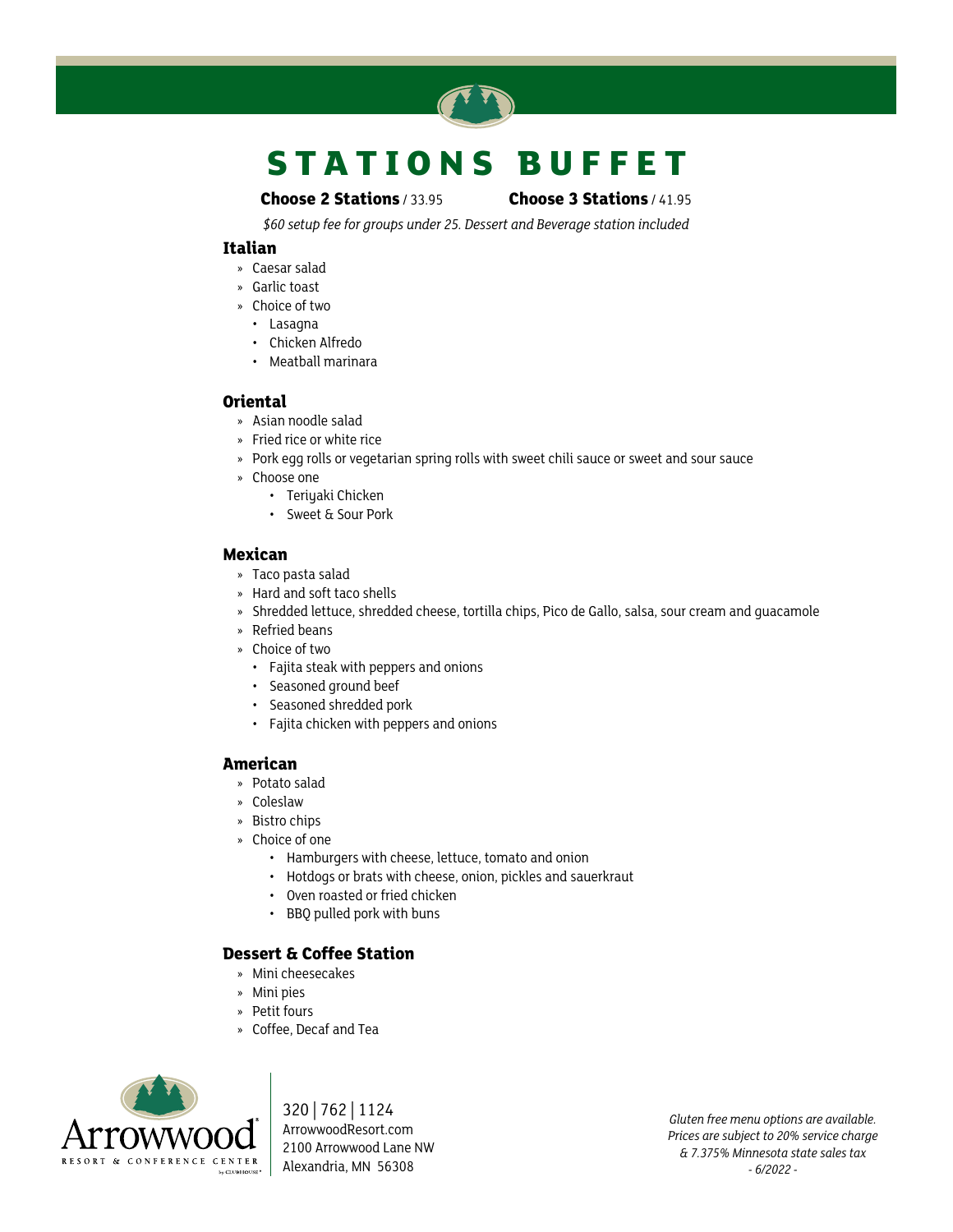# STATIONS BUFFET

**Choose 2 Stations** / 33.95 **Choose 3 Stations** / 41.95

*$60 setup fee for groups under 25. Dessert and Beverage station included*

### Italian

- Caesar salad
- Garlic toast
- Choice of two
  - Lasagna
  - Chicken Alfredo
  - Meatball marinara

### Oriental

- Asian noodle salad
- Fried rice or white rice
- Pork egg rolls or vegetarian spring rolls with sweet chili sauce or sweet and sour sauce
- Choose one
  - Teriyaki Chicken
  - Sweet & Sour Pork

### Mexican

- Taco pasta salad
- Hard and soft taco shells
- Shredded lettuce, shredded cheese, tortilla chips, Pico de Gallo, salsa, sour cream and guacamole
- Refried beans
- Choice of two
  - Fajita steak with peppers and onions
  - Seasoned ground beef
  - Seasoned shredded pork
  - Fajita chicken with peppers and onions

### American

- Potato salad
- Coleslaw
- Bistro chips
- Choice of one
  - Hamburgers with cheese, lettuce, tomato and onion
  - Hotdogs or brats with cheese, onion, pickles and sauerkraut
  - Oven roasted or fried chicken
  - BBQ pulled pork with buns

### Dessert & Coffee Station

- Mini cheesecakes
- Mini pies
- Petit fours
- Coffee, Decaf and Tea

Arrowwood Resort & Conference Center by Clubhouse

320 | 762 | 1124
ArrowwoodResort.com
2100 Arrowwood Lane NW
Alexandria, MN 56308

*Gluten free menu options are available.*
*Prices are subject to 20% service charge & 7.375% Minnesota state sales tax*
*- 6/2022 -*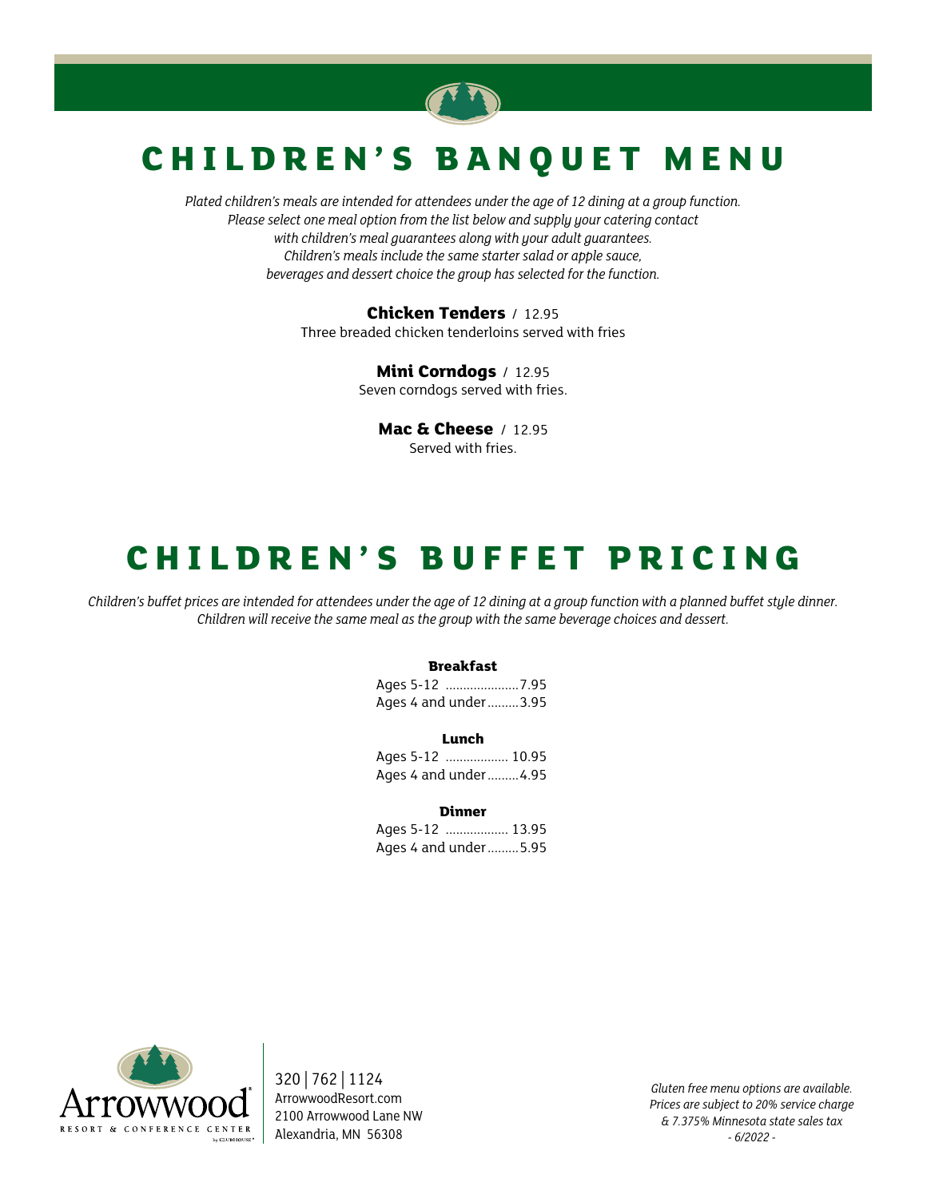# CHILDREN'S BANQUET MENU

*Plated children's meals are intended for attendees under the age of 12 dining at a group function. Please select one meal option from the list below and supply your catering contact with children's meal guarantees along with your adult guarantees. Children's meals include the same starter salad or apple sauce, beverages and dessert choice the group has selected for the function.*

**Chicken Tenders** / 12.95
Three breaded chicken tenderloins served with fries

**Mini Corndogs** / 12.95
Seven corndogs served with fries.

**Mac & Cheese** / 12.95
Served with fries.

# CHILDREN'S BUFFET PRICING

*Children's buffet prices are intended for attendees under the age of 12 dining at a group function with a planned buffet style dinner. Children will receive the same meal as the group with the same beverage choices and dessert.*

**Breakfast**

Ages 5-12 ..................... 7.95
Ages 4 and under ......... 3.95

**Lunch**

Ages 5-12 .................. 10.95
Ages 4 and under ......... 4.95

**Dinner**

Ages 5-12 .................. 13.95
Ages 4 and under ......... 5.95

Arrowood Resort & Conference Center by Clubhouse

320 | 762 | 1124
ArrowoodResort.com
2100 Arrowwood Lane NW
Alexandria, MN 56308

*Gluten free menu options are available.*
*Prices are subject to 20% service charge & 7.375% Minnesota state sales tax*
*- 6/2022 -*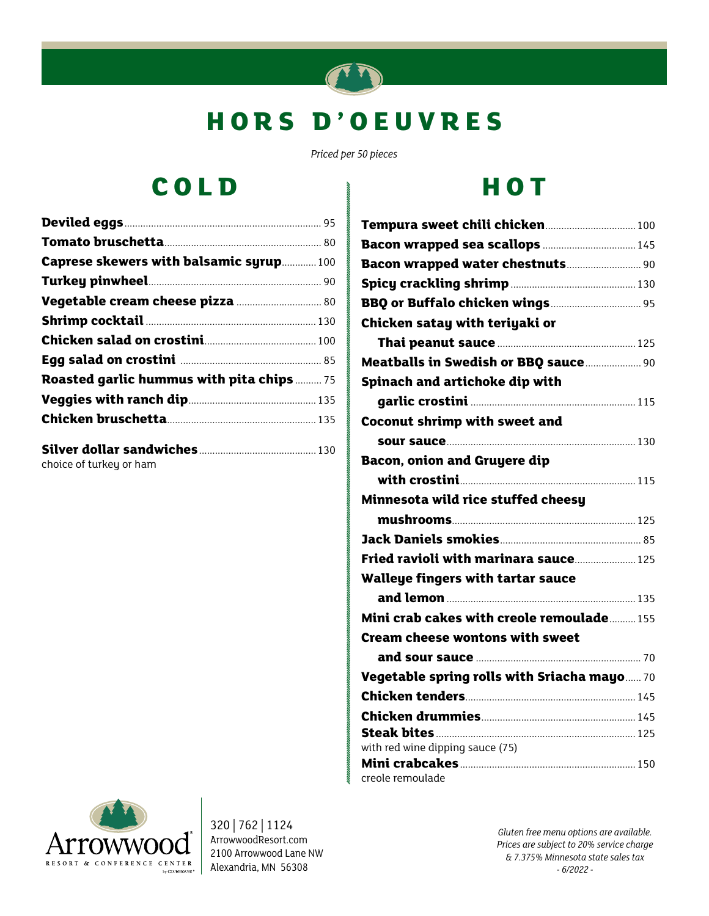# HORS D'OEUVRES

*Priced per 50 pieces*

## COLD

| Item | Price |
|---|---|
| **Deviled eggs** | 95 |
| **Tomato bruschetta** | 80 |
| **Caprese skewers with balsamic syrup** | 100 |
| **Turkey pinwheel** | 90 |
| **Vegetable cream cheese pizza** | 80 |
| **Shrimp cocktail** | 130 |
| **Chicken salad on crostini** | 100 |
| **Egg salad on crostini** | 85 |
| **Roasted garlic hummus with pita chips** | 75 |
| **Veggies with ranch dip** | 135 |
| **Chicken bruschetta** | 135 |
| **Silver dollar sandwiches** — choice of turkey or ham | 130 |

## HOT

| Item | Price |
|---|---|
| **Tempura sweet chili chicken** | 100 |
| **Bacon wrapped sea scallops** | 145 |
| **Bacon wrapped water chestnuts** | 90 |
| **Spicy crackling shrimp** | 130 |
| **BBQ or Buffalo chicken wings** | 95 |
| **Chicken satay with teriyaki or Thai peanut sauce** | 125 |
| **Meatballs in Swedish or BBQ sauce** | 90 |
| **Spinach and artichoke dip with garlic crostini** | 115 |
| **Coconut shrimp with sweet and sour sauce** | 130 |
| **Bacon, onion and Gruyere dip with crostini** | 115 |
| **Minnesota wild rice stuffed cheesy mushrooms** | 125 |
| **Jack Daniels smokies** | 85 |
| **Fried ravioli with marinara sauce** | 125 |
| **Walleye fingers with tartar sauce and lemon** | 135 |
| **Mini crab cakes with creole remoulade** | 155 |
| **Cream cheese wontons with sweet and sour sauce** | 70 |
| **Vegetable spring rolls with Sriacha mayo** | 70 |
| **Chicken tenders** | 145 |
| **Chicken drummies** | 145 |
| **Steak bites** — with red wine dipping sauce (75) | 125 |
| **Mini crabcakes** — creole remoulade | 150 |

Arrowwood Resort & Conference Center by Clubhouse

320 | 762 | 1124
ArrowwoodResort.com
2100 Arrowwood Lane NW
Alexandria, MN 56308

*Gluten free menu options are available.*
*Prices are subject to 20% service charge & 7.375% Minnesota state sales tax*
*- 6/2022 -*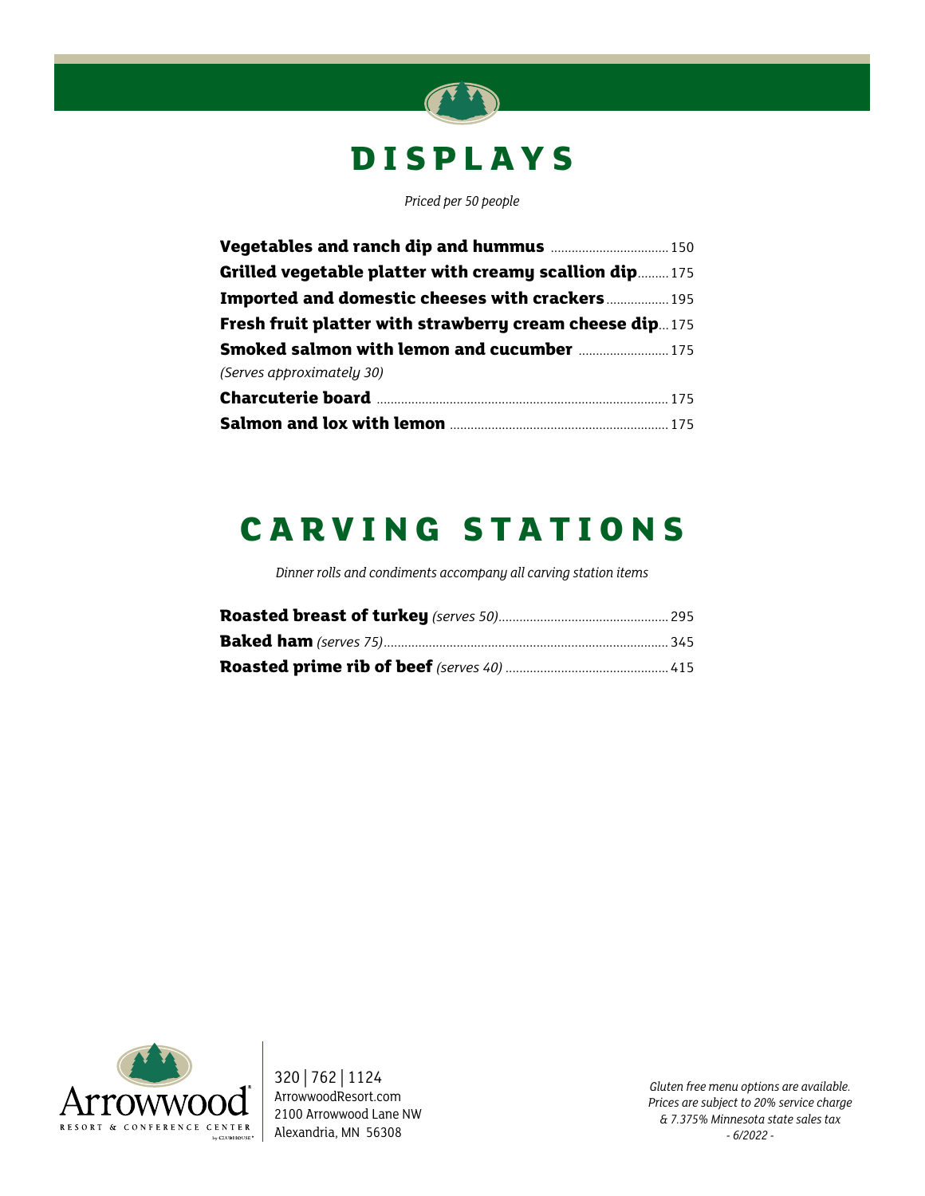# DISPLAYS

*Priced per 50 people*

**Vegetables and ranch dip and hummus** .......... 150
**Grilled vegetable platter with creamy scallion dip** .......... 175
**Imported and domestic cheeses with crackers** .......... 195
**Fresh fruit platter with strawberry cream cheese dip** .......... 175
**Smoked salmon with lemon and cucumber** .......... 175
*(Serves approximately 30)*
**Charcuterie board** .......... 175
**Salmon and lox with lemon** .......... 175

# CARVING STATIONS

*Dinner rolls and condiments accompany all carving station items*

**Roasted breast of turkey** *(serves 50)* .......... 295
**Baked ham** *(serves 75)* .......... 345
**Roasted prime rib of beef** *(serves 40)* .......... 415

Arrowwood Resort & Conference Center by Clubhouse

320 | 762 | 1124
ArrowwoodResort.com
2100 Arrowwood Lane NW
Alexandria, MN 56308

*Gluten free menu options are available.*
*Prices are subject to 20% service charge*
*& 7.375% Minnesota state sales tax*
*- 6/2022 -*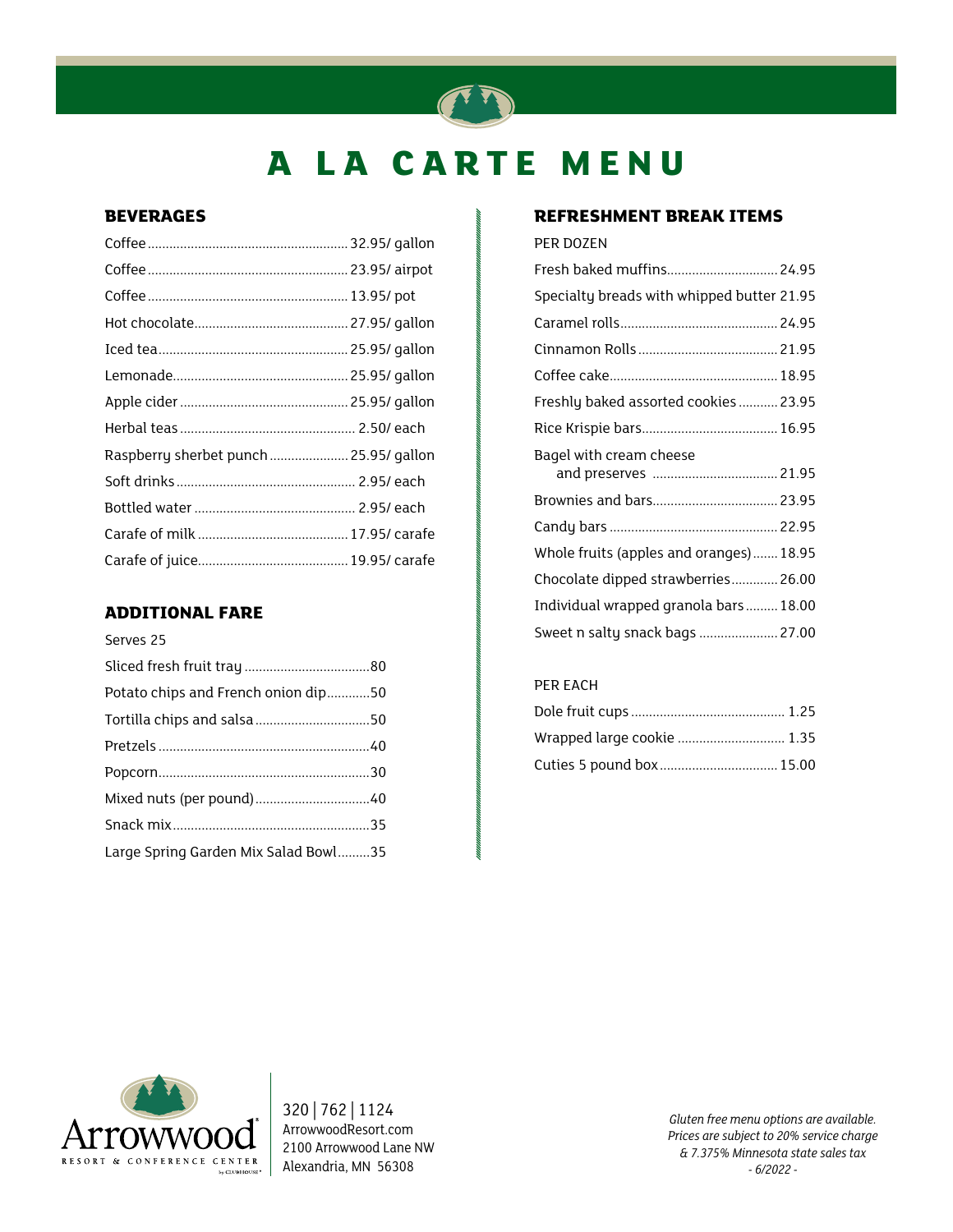# A LA CARTE MENU

## BEVERAGES

| Item | Price |
|---|---|
| Coffee | 32.95/ gallon |
| Coffee | 23.95/ airpot |
| Coffee | 13.95/ pot |
| Hot chocolate | 27.95/ gallon |
| Iced tea | 25.95/ gallon |
| Lemonade | 25.95/ gallon |
| Apple cider | 25.95/ gallon |
| Herbal teas | 2.50/ each |
| Raspberry sherbet punch | 25.95/ gallon |
| Soft drinks | 2.95/ each |
| Bottled water | 2.95/ each |
| Carafe of milk | 17.95/ carafe |
| Carafe of juice | 19.95/ carafe |

## ADDITIONAL FARE

Serves 25

| Item | Price |
|---|---|
| Sliced fresh fruit tray | 80 |
| Potato chips and French onion dip | 50 |
| Tortilla chips and salsa | 50 |
| Pretzels | 40 |
| Popcorn | 30 |
| Mixed nuts (per pound) | 40 |
| Snack mix | 35 |
| Large Spring Garden Mix Salad Bowl | 35 |

## REFRESHMENT BREAK ITEMS

PER DOZEN

| Item | Price |
|---|---|
| Fresh baked muffins | 24.95 |
| Specialty breads with whipped butter | 21.95 |
| Caramel rolls | 24.95 |
| Cinnamon Rolls | 21.95 |
| Coffee cake | 18.95 |
| Freshly baked assorted cookies | 23.95 |
| Rice Krispie bars | 16.95 |
| Bagel with cream cheese and preserves | 21.95 |
| Brownies and bars | 23.95 |
| Candy bars | 22.95 |
| Whole fruits (apples and oranges) | 18.95 |
| Chocolate dipped strawberries | 26.00 |
| Individual wrapped granola bars | 18.00 |
| Sweet n salty snack bags | 27.00 |

PER EACH

| Item | Price |
|---|---|
| Dole fruit cups | 1.25 |
| Wrapped large cookie | 1.35 |
| Cuties 5 pound box | 15.00 |

Arrowood Resort & Conference Center

320 | 762 | 1124
ArrowwoodResort.com
2100 Arrowwood Lane NW
Alexandria, MN 56308

*Gluten free menu options are available.*
*Prices are subject to 20% service charge & 7.375% Minnesota state sales tax*
*- 6/2022 -*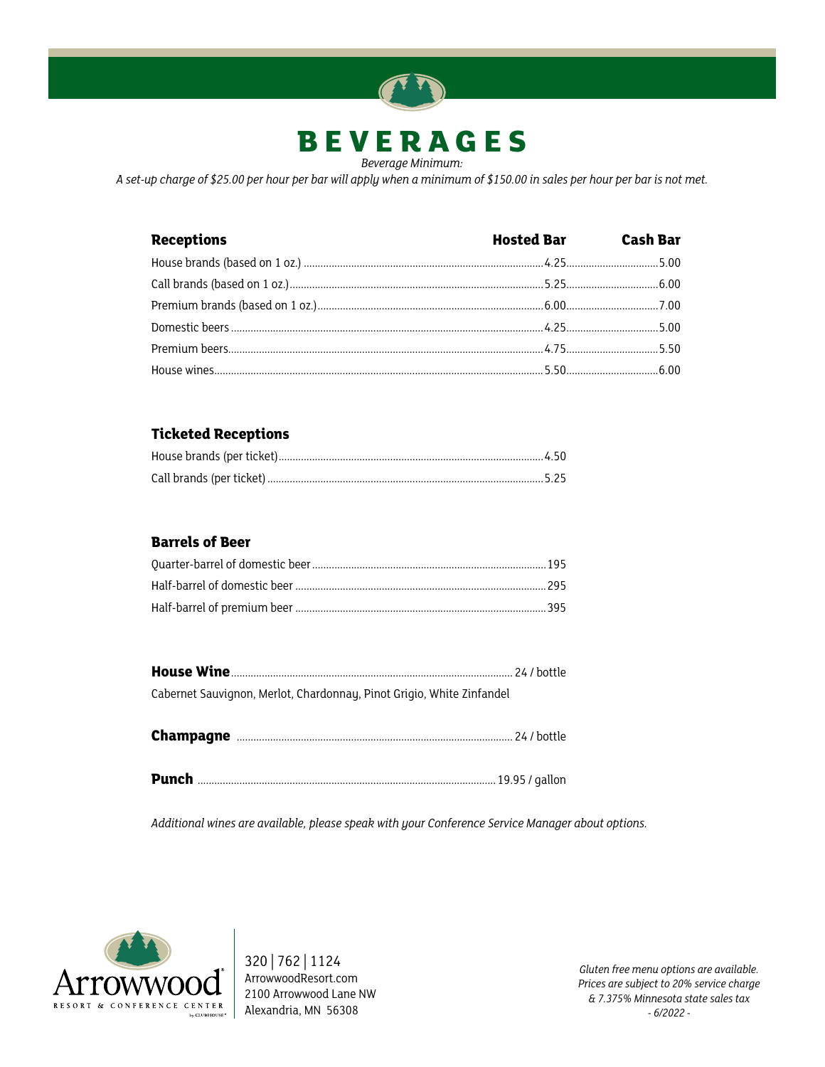# BEVERAGES

*Beverage Minimum:*

*A set-up charge of $25.00 per hour per bar will apply when a minimum of $150.00 in sales per hour per bar is not met.*

| Receptions | Hosted Bar | Cash Bar |
|---|---|---|
| House brands (based on 1 oz.) | 4.25 | 5.00 |
| Call brands (based on 1 oz.) | 5.25 | 6.00 |
| Premium brands (based on 1 oz.) | 6.00 | 7.00 |
| Domestic beers | 4.25 | 5.00 |
| Premium beers | 4.75 | 5.50 |
| House wines | 5.50 | 6.00 |

## Ticketed Receptions

| | |
|---|---|
| House brands (per ticket) | 4.50 |
| Call brands (per ticket) | 5.25 |

## Barrels of Beer

| | |
|---|---|
| Quarter-barrel of domestic beer | 195 |
| Half-barrel of domestic beer | 295 |
| Half-barrel of premium beer | 395 |

**House Wine** ........ 24 / bottle

Cabernet Sauvignon, Merlot, Chardonnay, Pinot Grigio, White Zinfandel

**Champagne** ........ 24 / bottle

**Punch** ........ 19.95 / gallon

*Additional wines are available, please speak with your Conference Service Manager about options.*

Arrowwood Resort & Conference Center by Clubhouse

320 | 762 | 1124
ArrowwoodResort.com
2100 Arrowwood Lane NW
Alexandria, MN 56308

*Gluten free menu options are available.*
*Prices are subject to 20% service charge & 7.375% Minnesota state sales tax*
*- 6/2022 -*